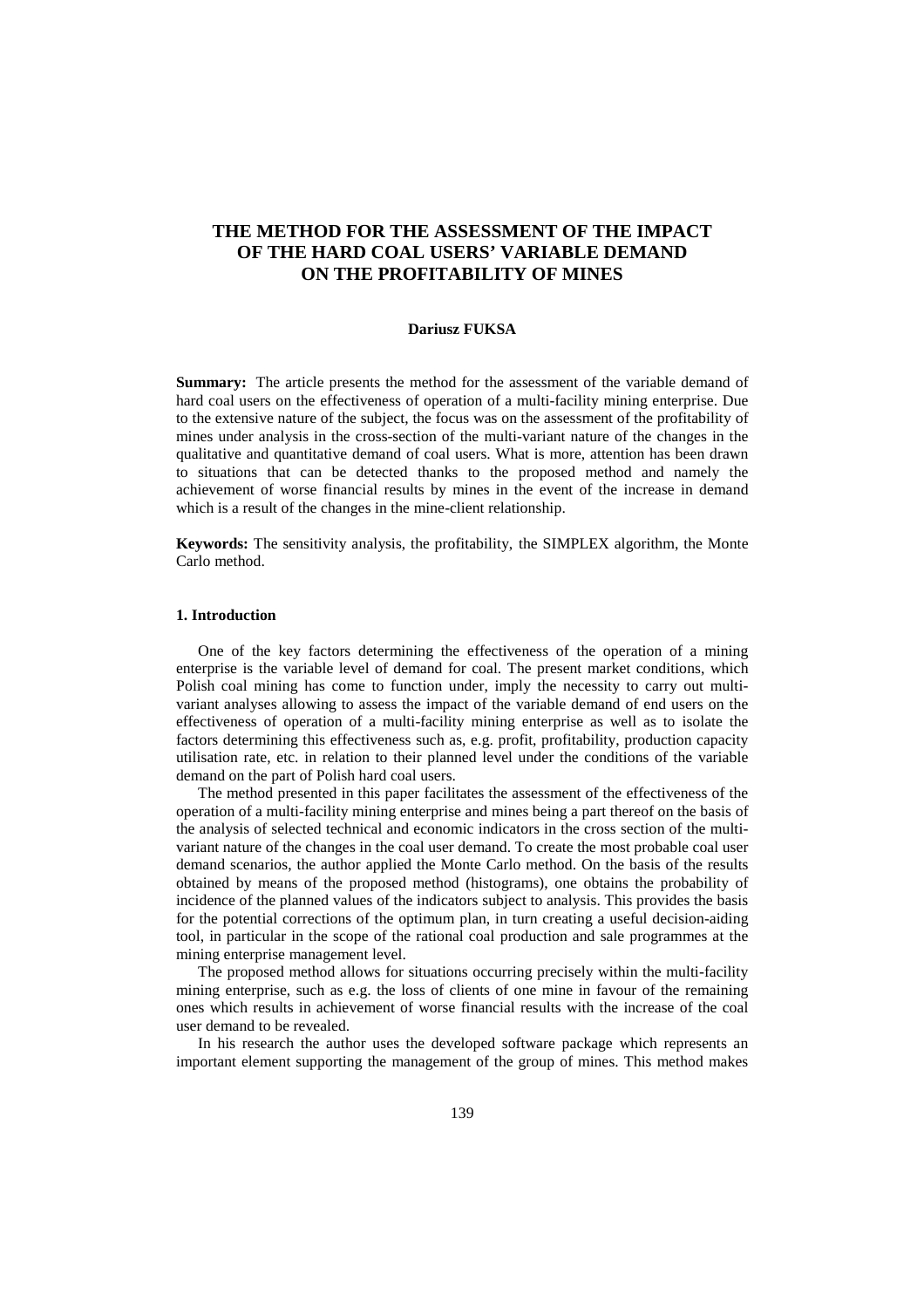# THE METHOD FOR THE ASSESSMENT OF THE IMPACT OF THE HARD COAL USERS' VARIABLE DEMAND ON THE PROFITABILITY OF MINES

**Dariusz FUKSA**

**Summary:** The article presents the method for the assessment of the variable demand of hard coal users on the effectiveness of operation of a multi-facility mining enterprise. Due to the extensive nature of the subject, the focus was on the assessment of the profitability of mines under analysis in the cross-section of the multi-variant nature of the changes in the qualitative and quantitative demand of coal users. What is more, attention has been drawn to situations that can be detected thanks to the proposed method and namely the achievement of worse financial results by mines in the event of the increase in demand which is a result of the changes in the mine-client relationship.

**Keywords:** The sensitivity analysis, the profitability, the SIMPLEX algorithm, the Monte Carlo method.

## 1. Introduction

One of the key factors determining the effectiveness of the operation of a mining enterprise is the variable level of demand for coal. The present market conditions, which Polish coal mining has come to function under, imply the necessity to carry out multi-variant analyses allowing to assess the impact of the variable demand of end users on the effectiveness of operation of a multi-facility mining enterprise as well as to isolate the factors determining this effectiveness such as, e.g. profit, profitability, production capacity utilisation rate, etc. in relation to their planned level under the conditions of the variable demand on the part of Polish hard coal users.

The method presented in this paper facilitates the assessment of the effectiveness of the operation of a multi-facility mining enterprise and mines being a part thereof on the basis of the analysis of selected technical and economic indicators in the cross section of the multi-variant nature of the changes in the coal user demand. To create the most probable coal user demand scenarios, the author applied the Monte Carlo method. On the basis of the results obtained by means of the proposed method (histograms), one obtains the probability of incidence of the planned values of the indicators subject to analysis. This provides the basis for the potential corrections of the optimum plan, in turn creating a useful decision-aiding tool, in particular in the scope of the rational coal production and sale programmes at the mining enterprise management level.

The proposed method allows for situations occurring precisely within the multi-facility mining enterprise, such as e.g. the loss of clients of one mine in favour of the remaining ones which results in achievement of worse financial results with the increase of the coal user demand to be revealed.

In his research the author uses the developed software package which represents an important element supporting the management of the group of mines. This method makes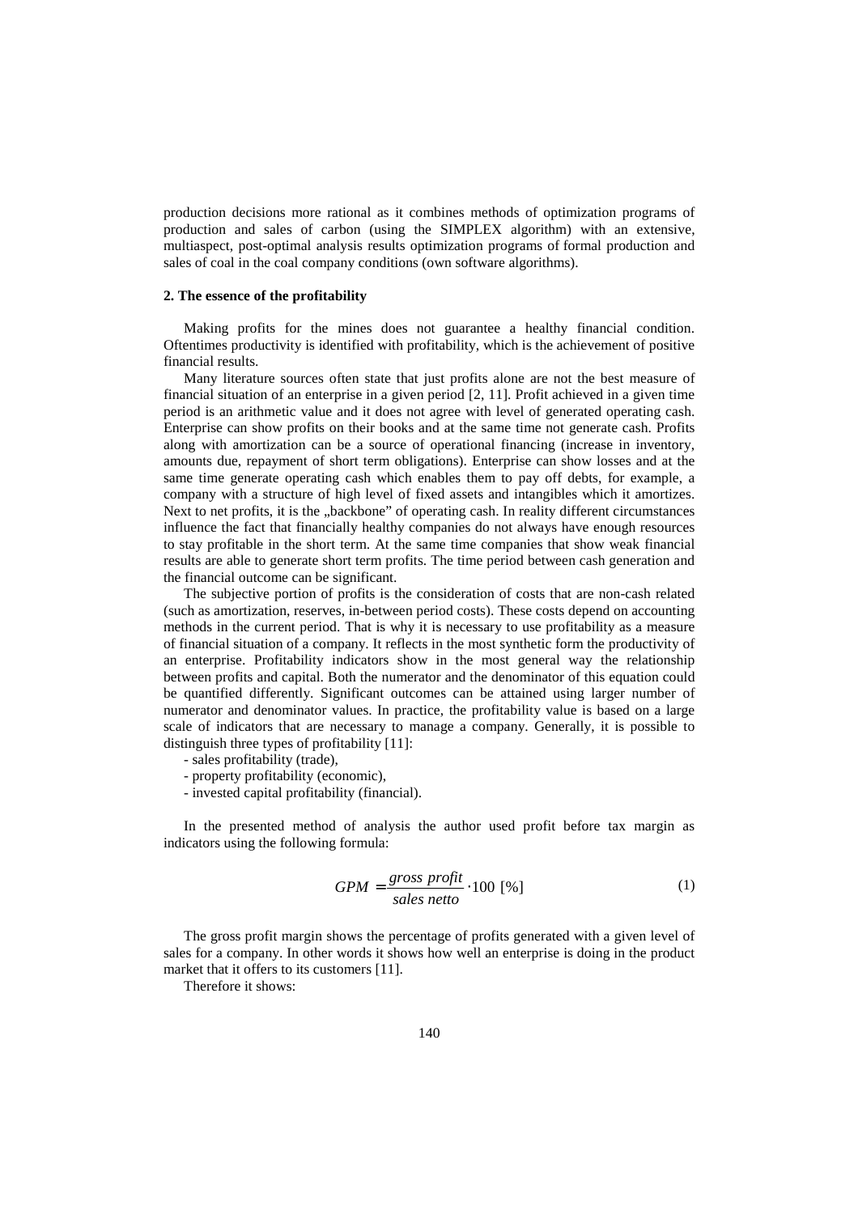production decisions more rational as it combines methods of optimization programs of production and sales of carbon (using the SIMPLEX algorithm) with an extensive, multiaspect, post-optimal analysis results optimization programs of formal production and sales of coal in the coal company conditions (own software algorithms).

## 2. The essence of the profitability

Making profits for the mines does not guarantee a healthy financial condition. Oftentimes productivity is identified with profitability, which is the achievement of positive financial results.

Many literature sources often state that just profits alone are not the best measure of financial situation of an enterprise in a given period [2, 11]. Profit achieved in a given time period is an arithmetic value and it does not agree with level of generated operating cash. Enterprise can show profits on their books and at the same time not generate cash. Profits along with amortization can be a source of operational financing (increase in inventory, amounts due, repayment of short term obligations). Enterprise can show losses and at the same time generate operating cash which enables them to pay off debts, for example, a company with a structure of high level of fixed assets and intangibles which it amortizes. Next to net profits, it is the „backbone" of operating cash. In reality different circumstances influence the fact that financially healthy companies do not always have enough resources to stay profitable in the short term. At the same time companies that show weak financial results are able to generate short term profits. The time period between cash generation and the financial outcome can be significant.

The subjective portion of profits is the consideration of costs that are non-cash related (such as amortization, reserves, in-between period costs). These costs depend on accounting methods in the current period. That is why it is necessary to use profitability as a measure of financial situation of a company. It reflects in the most synthetic form the productivity of an enterprise. Profitability indicators show in the most general way the relationship between profits and capital. Both the numerator and the denominator of this equation could be quantified differently. Significant outcomes can be attained using larger number of numerator and denominator values. In practice, the profitability value is based on a large scale of indicators that are necessary to manage a company. Generally, it is possible to distinguish three types of profitability [11]:

- sales profitability (trade),
- property profitability (economic),
- invested capital profitability (financial).

In the presented method of analysis the author used profit before tax margin as indicators using the following formula:

$$GPM = \frac{gross\ profit}{sales\ netto} \cdot 100\ [\%] \tag{1}$$

The gross profit margin shows the percentage of profits generated with a given level of sales for a company. In other words it shows how well an enterprise is doing in the product market that it offers to its customers [11].

Therefore it shows: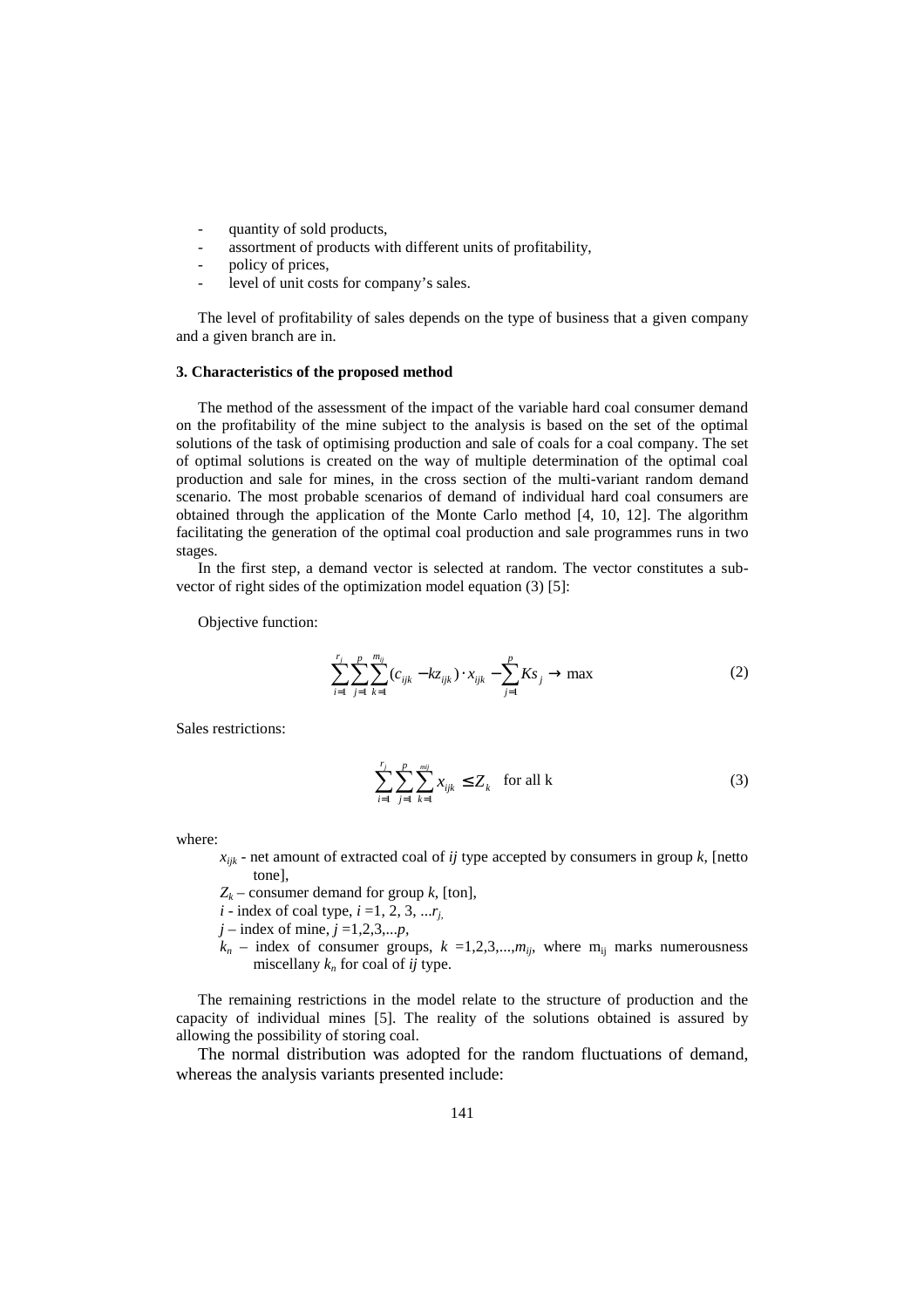- quantity of sold products,
- assortment of products with different units of profitability,
- policy of prices,
- level of unit costs for company's sales.

The level of profitability of sales depends on the type of business that a given company and a given branch are in.

### 3. Characteristics of the proposed method

The method of the assessment of the impact of the variable hard coal consumer demand on the profitability of the mine subject to the analysis is based on the set of the optimal solutions of the task of optimising production and sale of coals for a coal company. The set of optimal solutions is created on the way of multiple determination of the optimal coal production and sale for mines, in the cross section of the multi-variant random demand scenario. The most probable scenarios of demand of individual hard coal consumers are obtained through the application of the Monte Carlo method [4, 10, 12]. The algorithm facilitating the generation of the optimal coal production and sale programmes runs in two stages.

In the first step, a demand vector is selected at random. The vector constitutes a sub-vector of right sides of the optimization model equation (3) [5]:

Objective function:

$$\sum_{i=1}^{r_j}\sum_{j=1}^{p}\sum_{k=1}^{m_{ij}}(c_{ijk}-kz_{ijk})\cdot x_{ijk}-\sum_{j=1}^{p}Ks_j \rightarrow \max \tag{2}$$

Sales restrictions:

$$\sum_{i=1}^{r_j}\sum_{j=1}^{p}\sum_{k=1}^{mij}x_{ijk}\leq Z_k \quad \text{for all k} \tag{3}$$

where:

- $x_{ijk}$ - net amount of extracted coal of $ij$ type accepted by consumers in group $k$, [netto tone],
- $Z_k$ – consumer demand for group $k$, [ton],
- $i$ - index of coal type, $i$ =1, 2, 3, ...$r_j$,
- $j$ – index of mine, $j$ =1,2,3,...$p$,
- $k_n$ – index of consumer groups, $k$ =1,2,3,...,$m_{ij}$, where $m_{ij}$ marks numerousness miscellany $k_n$ for coal of $ij$ type.

The remaining restrictions in the model relate to the structure of production and the capacity of individual mines [5]. The reality of the solutions obtained is assured by allowing the possibility of storing coal.

The normal distribution was adopted for the random fluctuations of demand, whereas the analysis variants presented include: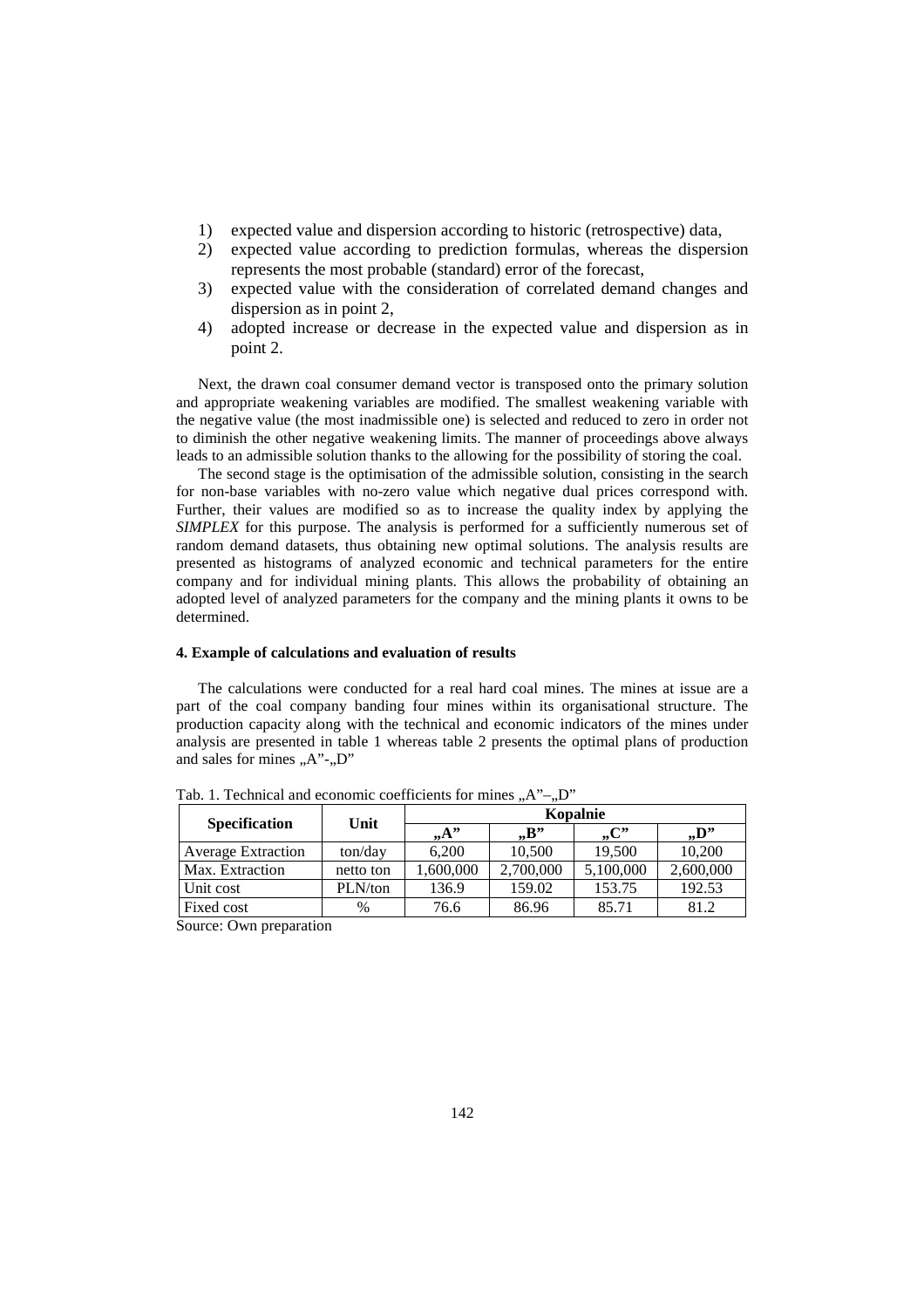1) expected value and dispersion according to historic (retrospective) data,
2) expected value according to prediction formulas, whereas the dispersion represents the most probable (standard) error of the forecast,
3) expected value with the consideration of correlated demand changes and dispersion as in point 2,
4) adopted increase or decrease in the expected value and dispersion as in point 2.

Next, the drawn coal consumer demand vector is transposed onto the primary solution and appropriate weakening variables are modified. The smallest weakening variable with the negative value (the most inadmissible one) is selected and reduced to zero in order not to diminish the other negative weakening limits. The manner of proceedings above always leads to an admissible solution thanks to the allowing for the possibility of storing the coal.

The second stage is the optimisation of the admissible solution, consisting in the search for non-base variables with no-zero value which negative dual prices correspond with. Further, their values are modified so as to increase the quality index by applying the *SIMPLEX* for this purpose. The analysis is performed for a sufficiently numerous set of random demand datasets, thus obtaining new optimal solutions. The analysis results are presented as histograms of analyzed economic and technical parameters for the entire company and for individual mining plants. This allows the probability of obtaining an adopted level of analyzed parameters for the company and the mining plants it owns to be determined.

#### 4. Example of calculations and evaluation of results

The calculations were conducted for a real hard coal mines. The mines at issue are a part of the coal company banding four mines within its organisational structure. The production capacity along with the technical and economic indicators of the mines under analysis are presented in table 1 whereas table 2 presents the optimal plans of production and sales for mines „A"-„D"

Tab. 1. Technical and economic coefficients for mines „A"–„D"

| Specification | Unit | Kopalnie | | | |
|---|---|---|---|---|---|
| | | „A" | „B" | „C" | „D" |
| Average Extraction | ton/day | 6,200 | 10,500 | 19,500 | 10,200 |
| Max. Extraction | netto ton | 1,600,000 | 2,700,000 | 5,100,000 | 2,600,000 |
| Unit cost | PLN/ton | 136.9 | 159.02 | 153.75 | 192.53 |
| Fixed cost | % | 76.6 | 86.96 | 85.71 | 81.2 |

Source: Own preparation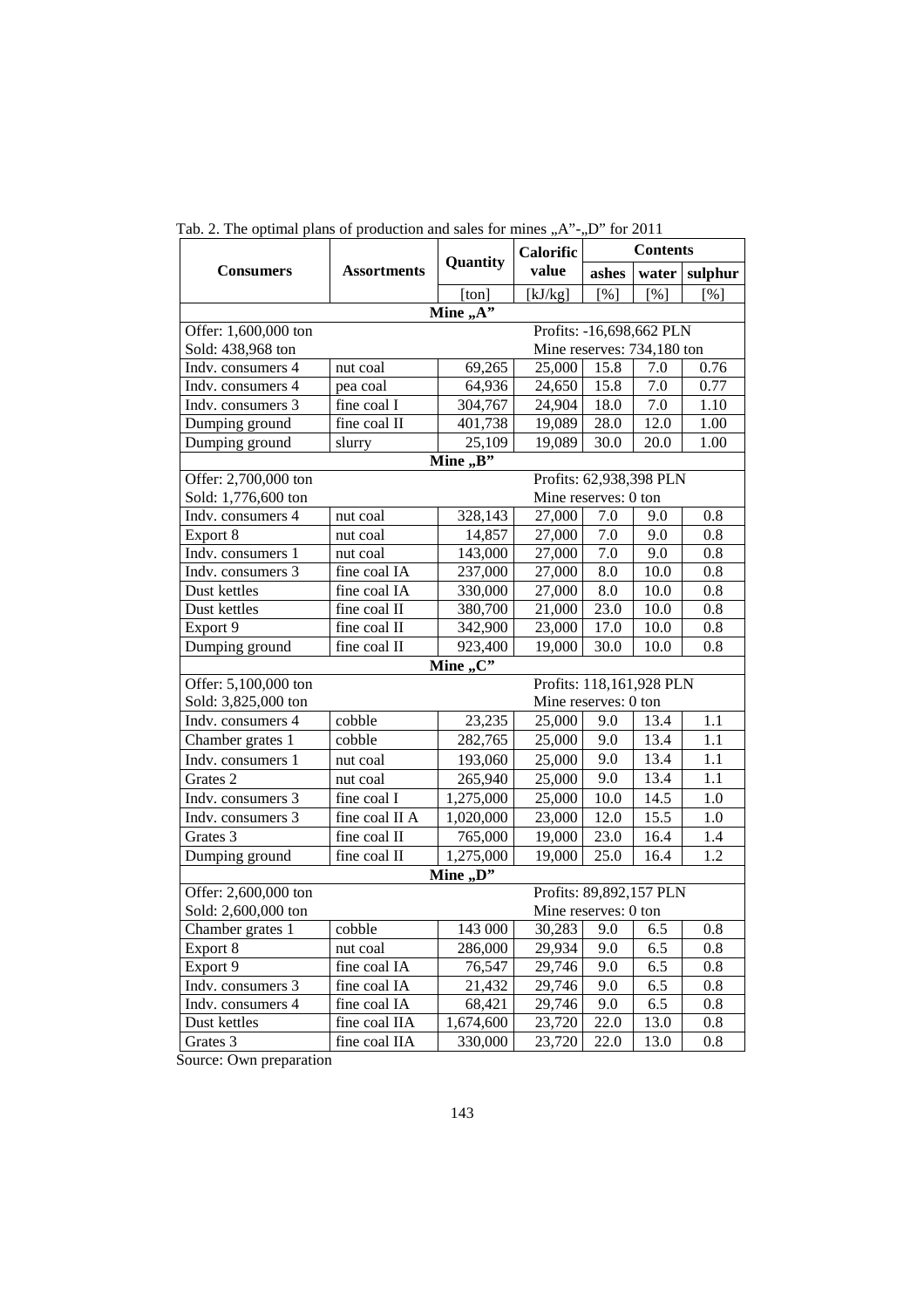Tab. 2. The optimal plans of production and sales for mines „A"-„D" for 2011

| Consumers | Assortments | Quantity | Calorific value | Contents | | |
|---|---|---|---|---|---|---|
| | | | | ashes | water | sulphur |
| | | [ton] | [kJ/kg] | [%] | [%] | [%] |
| **Mine „A"** | | | | | | |
| Offer: 1,600,000 ton | | | Profits: -16,698,662 PLN | | | |
| Sold: 438,968 ton | | | Mine reserves: 734,180 ton | | | |
| Indv. consumers 4 | nut coal | 69,265 | 25,000 | 15.8 | 7.0 | 0.76 |
| Indv. consumers 4 | pea coal | 64,936 | 24,650 | 15.8 | 7.0 | 0.77 |
| Indv. consumers 3 | fine coal I | 304,767 | 24,904 | 18.0 | 7.0 | 1.10 |
| Dumping ground | fine coal II | 401,738 | 19,089 | 28.0 | 12.0 | 1.00 |
| Dumping ground | slurry | 25,109 | 19,089 | 30.0 | 20.0 | 1.00 |
| **Mine „B"** | | | | | | |
| Offer: 2,700,000 ton | | | Profits: 62,938,398 PLN | | | |
| Sold: 1,776,600 ton | | | Mine reserves: 0 ton | | | |
| Indv. consumers 4 | nut coal | 328,143 | 27,000 | 7.0 | 9.0 | 0.8 |
| Export 8 | nut coal | 14,857 | 27,000 | 7.0 | 9.0 | 0.8 |
| Indv. consumers 1 | nut coal | 143,000 | 27,000 | 7.0 | 9.0 | 0.8 |
| Indv. consumers 3 | fine coal IA | 237,000 | 27,000 | 8.0 | 10.0 | 0.8 |
| Dust kettles | fine coal IA | 330,000 | 27,000 | 8.0 | 10.0 | 0.8 |
| Dust kettles | fine coal II | 380,700 | 21,000 | 23.0 | 10.0 | 0.8 |
| Export 9 | fine coal II | 342,900 | 23,000 | 17.0 | 10.0 | 0.8 |
| Dumping ground | fine coal II | 923,400 | 19,000 | 30.0 | 10.0 | 0.8 |
| **Mine „C"** | | | | | | |
| Offer: 5,100,000 ton | | | Profits: 118,161,928 PLN | | | |
| Sold: 3,825,000 ton | | | Mine reserves: 0 ton | | | |
| Indv. consumers 4 | cobble | 23,235 | 25,000 | 9.0 | 13.4 | 1.1 |
| Chamber grates 1 | cobble | 282,765 | 25,000 | 9.0 | 13.4 | 1.1 |
| Indv. consumers 1 | nut coal | 193,060 | 25,000 | 9.0 | 13.4 | 1.1 |
| Grates 2 | nut coal | 265,940 | 25,000 | 9.0 | 13.4 | 1.1 |
| Indv. consumers 3 | fine coal I | 1,275,000 | 25,000 | 10.0 | 14.5 | 1.0 |
| Indv. consumers 3 | fine coal II A | 1,020,000 | 23,000 | 12.0 | 15.5 | 1.0 |
| Grates 3 | fine coal II | 765,000 | 19,000 | 23.0 | 16.4 | 1.4 |
| Dumping ground | fine coal II | 1,275,000 | 19,000 | 25.0 | 16.4 | 1.2 |
| **Mine „D"** | | | | | | |
| Offer: 2,600,000 ton | | | Profits: 89,892,157 PLN | | | |
| Sold: 2,600,000 ton | | | Mine reserves: 0 ton | | | |
| Chamber grates 1 | cobble | 143 000 | 30,283 | 9.0 | 6.5 | 0.8 |
| Export 8 | nut coal | 286,000 | 29,934 | 9.0 | 6.5 | 0.8 |
| Export 9 | fine coal IA | 76,547 | 29,746 | 9.0 | 6.5 | 0.8 |
| Indv. consumers 3 | fine coal IA | 21,432 | 29,746 | 9.0 | 6.5 | 0.8 |
| Indv. consumers 4 | fine coal IA | 68,421 | 29,746 | 9.0 | 6.5 | 0.8 |
| Dust kettles | fine coal IIA | 1,674,600 | 23,720 | 22.0 | 13.0 | 0.8 |
| Grates 3 | fine coal IIA | 330,000 | 23,720 | 22.0 | 13.0 | 0.8 |

Source: Own preparation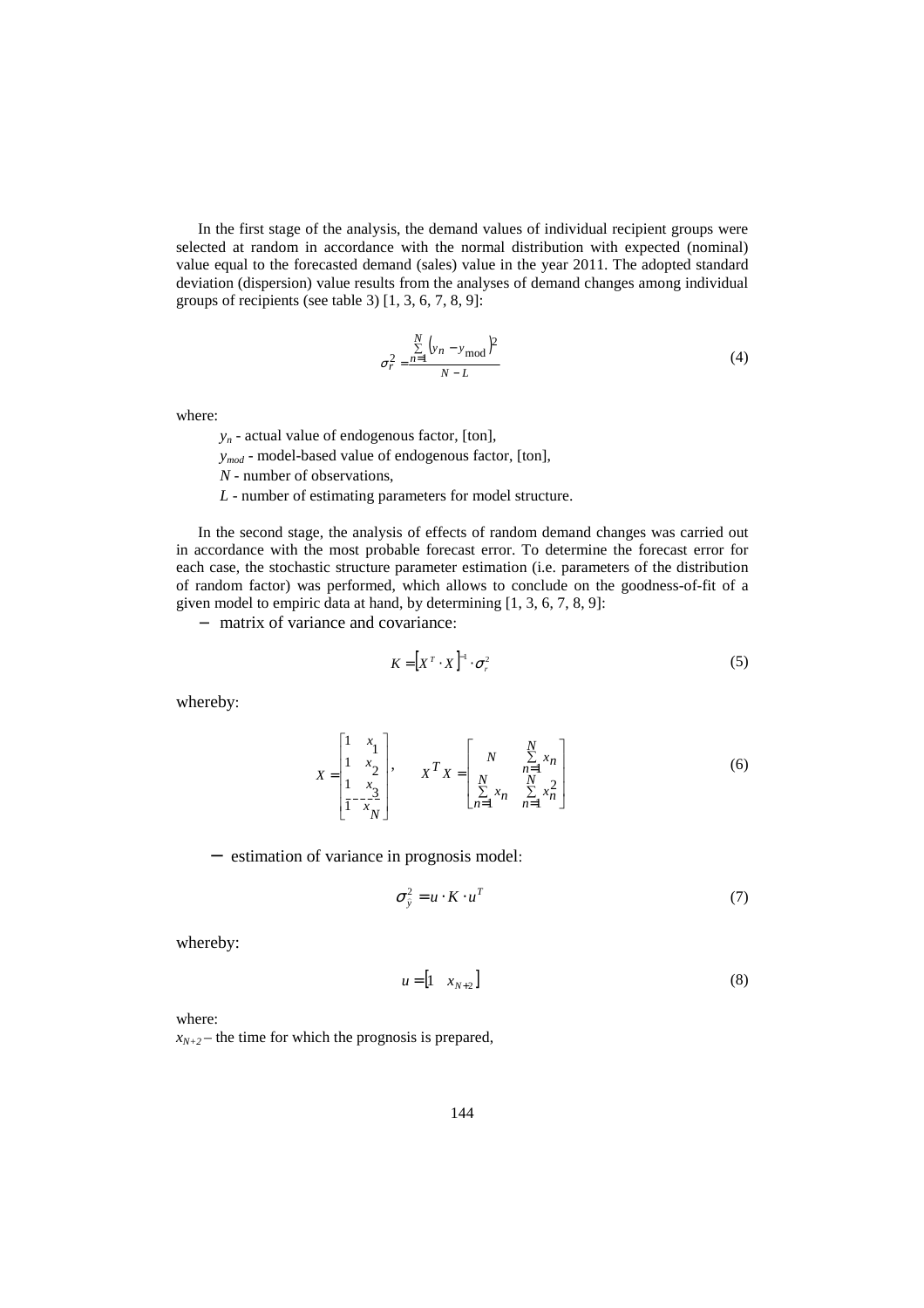In the first stage of the analysis, the demand values of individual recipient groups were selected at random in accordance with the normal distribution with expected (nominal) value equal to the forecasted demand (sales) value in the year 2011. The adopted standard deviation (dispersion) value results from the analyses of demand changes among individual groups of recipients (see table 3) [1, 3, 6, 7, 8, 9]:

$$\sigma_r^2 = \frac{\sum_{n=1}^{N} \left(y_n - y_{\mathrm{mod}}\right)^2}{N - L} \tag{4}$$

where:

- $y_n$ - actual value of endogenous factor, [ton],
- $y_{mod}$ - model-based value of endogenous factor, [ton],
- $N$ - number of observations,
- $L$ - number of estimating parameters for model structure.

In the second stage, the analysis of effects of random demand changes was carried out in accordance with the most probable forecast error. To determine the forecast error for each case, the stochastic structure parameter estimation (i.e. parameters of the distribution of random factor) was performed, which allows to conclude on the goodness-of-fit of a given model to empiric data at hand, by determining [1, 3, 6, 7, 8, 9]:

− matrix of variance and covariance:

$$K = \left[X^T \cdot X\right]^{-1} \cdot \sigma_r^2 \tag{5}$$

whereby:

$$X = \begin{bmatrix} 1 & x_1 \\ 1 & x_2 \\ 1 & x_3 \\ \vdots & \vdots \\ 1 & x_N \end{bmatrix}, \qquad X^T X = \begin{bmatrix} N & \sum_{n=1}^{N} x_n \\ \sum_{n=1}^{N} x_n & \sum_{n=1}^{N} x_n^2 \end{bmatrix} \tag{6}$$

− estimation of variance in prognosis model:

$$\sigma_{\hat{y}}^2 = u \cdot K \cdot u^T \tag{7}$$

whereby:

$$u = \begin{bmatrix} 1 & x_{N+2} \end{bmatrix} \tag{8}$$

where:

$x_{N+2}$ – the time for which the prognosis is prepared,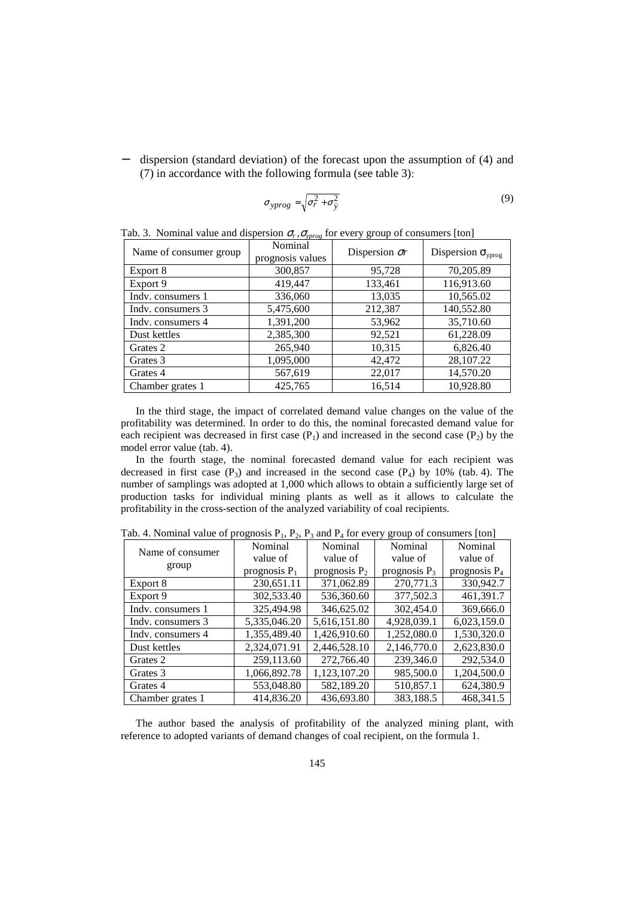− dispersion (standard deviation) of the forecast upon the assumption of (4) and (7) in accordance with the following formula (see table 3):

$$\sigma_{yprog} = \sqrt{\sigma_r^2 + \sigma_{\hat{y}}^2} \tag{9}$$

Tab. 3. Nominal value and dispersion $\sigma_r, \sigma_{yprog}$ for every group of consumers [ton]

| Name of consumer group | Nominal prognosis values | Dispersion $\sigma r$ | Dispersion $\sigma_{yprog}$ |
|---|---|---|---|
| Export 8 | 300,857 | 95,728 | 70,205.89 |
| Export 9 | 419,447 | 133,461 | 116,913.60 |
| Indv. consumers 1 | 336,060 | 13,035 | 10,565.02 |
| Indv. consumers 3 | 5,475,600 | 212,387 | 140,552.80 |
| Indv. consumers 4 | 1,391,200 | 53,962 | 35,710.60 |
| Dust kettles | 2,385,300 | 92,521 | 61,228.09 |
| Grates 2 | 265,940 | 10,315 | 6,826.40 |
| Grates 3 | 1,095,000 | 42,472 | 28,107.22 |
| Grates 4 | 567,619 | 22,017 | 14,570.20 |
| Chamber grates 1 | 425,765 | 16,514 | 10,928.80 |

In the third stage, the impact of correlated demand value changes on the value of the profitability was determined. In order to do this, the nominal forecasted demand value for each recipient was decreased in first case ($P_1$) and increased in the second case ($P_2$) by the model error value (tab. 4).

In the fourth stage, the nominal forecasted demand value for each recipient was decreased in first case ($P_3$) and increased in the second case ($P_4$) by 10% (tab. 4). The number of samplings was adopted at 1,000 which allows to obtain a sufficiently large set of production tasks for individual mining plants as well as it allows to calculate the profitability in the cross-section of the analyzed variability of coal recipients.

Tab. 4. Nominal value of prognosis $P_1$, $P_2$, $P_3$ and $P_4$ for every group of consumers [ton]

| Name of consumer group | Nominal value of prognosis $P_1$ | Nominal value of prognosis $P_2$ | Nominal value of prognosis $P_3$ | Nominal value of prognosis $P_4$ |
|---|---|---|---|---|
| Export 8 | 230,651.11 | 371,062.89 | 270,771.3 | 330,942.7 |
| Export 9 | 302,533.40 | 536,360.60 | 377,502.3 | 461,391.7 |
| Indv. consumers 1 | 325,494.98 | 346,625.02 | 302,454.0 | 369,666.0 |
| Indv. consumers 3 | 5,335,046.20 | 5,616,151.80 | 4,928,039.1 | 6,023,159.0 |
| Indv. consumers 4 | 1,355,489.40 | 1,426,910.60 | 1,252,080.0 | 1,530,320.0 |
| Dust kettles | 2,324,071.91 | 2,446,528.10 | 2,146,770.0 | 2,623,830.0 |
| Grates 2 | 259,113.60 | 272,766.40 | 239,346.0 | 292,534.0 |
| Grates 3 | 1,066,892.78 | 1,123,107.20 | 985,500.0 | 1,204,500.0 |
| Grates 4 | 553,048.80 | 582,189.20 | 510,857.1 | 624,380.9 |
| Chamber grates 1 | 414,836.20 | 436,693.80 | 383,188.5 | 468,341.5 |

The author based the analysis of profitability of the analyzed mining plant, with reference to adopted variants of demand changes of coal recipient, on the formula 1.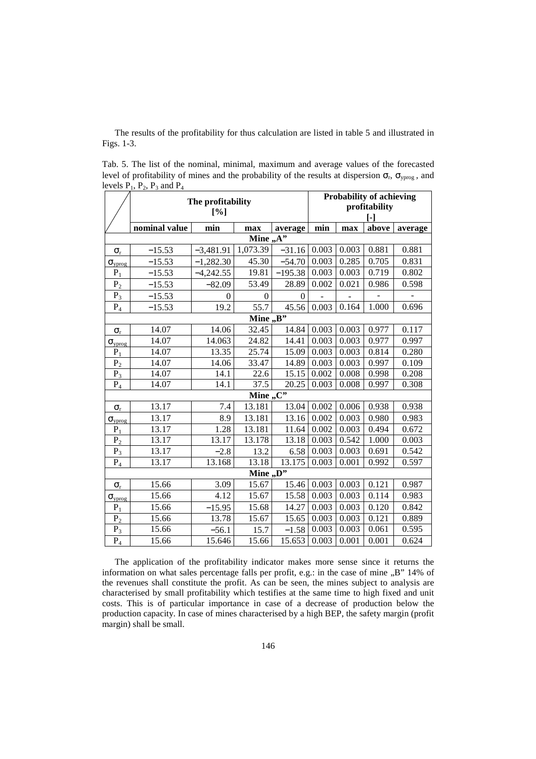The results of the profitability for thus calculation are listed in table 5 and illustrated in Figs. 1-3.

Tab. 5. The list of the nominal, minimal, maximum and average values of the forecasted level of profitability of mines and the probability of the results at dispersion $\sigma_r$, $\sigma_{yprog}$ , and levels $P_1$, $P_2$, $P_3$ and $P_4$

| | The profitability [%] | | | | Probability of achieving profitability [-] | | | |
|---|---|---|---|---|---|---|---|---|
| | nominal value | min | max | average | min | max | above | average |
| **Mine „A"** | | | | | | | | |
| $\sigma_r$ | −15.53 | −3,481.91 | 1,073.39 | −31.16 | 0.003 | 0.003 | 0.881 | 0.881 |
| $\sigma_{yprog}$ | −15.53 | −1,282.30 | 45.30 | −54.70 | 0.003 | 0.285 | 0.705 | 0.831 |
| $P_1$ | −15.53 | −4,242.55 | 19.81 | −195.38 | 0.003 | 0.003 | 0.719 | 0.802 |
| $P_2$ | −15.53 | −82.09 | 53.49 | 28.89 | 0.002 | 0.021 | 0.986 | 0.598 |
| $P_3$ | −15.53 | 0 | 0 | 0 | - | - | - | - |
| $P_4$ | −15.53 | 19.2 | 55.7 | 45.56 | 0.003 | 0.164 | 1.000 | 0.696 |
| **Mine „B"** | | | | | | | | |
| $\sigma_r$ | 14.07 | 14.06 | 32.45 | 14.84 | 0.003 | 0.003 | 0.977 | 0.117 |
| $\sigma_{yprog}$ | 14.07 | 14.063 | 24.82 | 14.41 | 0.003 | 0.003 | 0.977 | 0.997 |
| $P_1$ | 14.07 | 13.35 | 25.74 | 15.09 | 0.003 | 0.003 | 0.814 | 0.280 |
| $P_2$ | 14.07 | 14.06 | 33.47 | 14.89 | 0.003 | 0.003 | 0.997 | 0.109 |
| $P_3$ | 14.07 | 14.1 | 22.6 | 15.15 | 0.002 | 0.008 | 0.998 | 0.208 |
| $P_4$ | 14.07 | 14.1 | 37.5 | 20.25 | 0.003 | 0.008 | 0.997 | 0.308 |
| **Mine „C"** | | | | | | | | |
| $\sigma_r$ | 13.17 | 7.4 | 13.181 | 13.04 | 0.002 | 0.006 | 0.938 | 0.938 |
| $\sigma_{yprog}$ | 13.17 | 8.9 | 13.181 | 13.16 | 0.002 | 0.003 | 0.980 | 0.983 |
| $P_1$ | 13.17 | 1.28 | 13.181 | 11.64 | 0.002 | 0.003 | 0.494 | 0.672 |
| $P_2$ | 13.17 | 13.17 | 13.178 | 13.18 | 0.003 | 0.542 | 1.000 | 0.003 |
| $P_3$ | 13.17 | −2.8 | 13.2 | 6.58 | 0.003 | 0.003 | 0.691 | 0.542 |
| $P_4$ | 13.17 | 13.168 | 13.18 | 13.175 | 0.003 | 0.001 | 0.992 | 0.597 |
| **Mine „D"** | | | | | | | | |
| $\sigma_r$ | 15.66 | 3.09 | 15.67 | 15.46 | 0.003 | 0.003 | 0.121 | 0.987 |
| $\sigma_{yprog}$ | 15.66 | 4.12 | 15.67 | 15.58 | 0.003 | 0.003 | 0.114 | 0.983 |
| $P_1$ | 15.66 | −15.95 | 15.68 | 14.27 | 0.003 | 0.003 | 0.120 | 0.842 |
| $P_2$ | 15.66 | 13.78 | 15.67 | 15.65 | 0.003 | 0.003 | 0.121 | 0.889 |
| $P_3$ | 15.66 | −56.1 | 15.7 | −1.58 | 0.003 | 0.003 | 0.061 | 0.595 |
| $P_4$ | 15.66 | 15.646 | 15.66 | 15.653 | 0.003 | 0.001 | 0.001 | 0.624 |

The application of the profitability indicator makes more sense since it returns the information on what sales percentage falls per profit, e.g.: in the case of mine „B" 14% of the revenues shall constitute the profit. As can be seen, the mines subject to analysis are characterised by small profitability which testifies at the same time to high fixed and unit costs. This is of particular importance in case of a decrease of production below the production capacity. In case of mines characterised by a high BEP, the safety margin (profit margin) shall be small.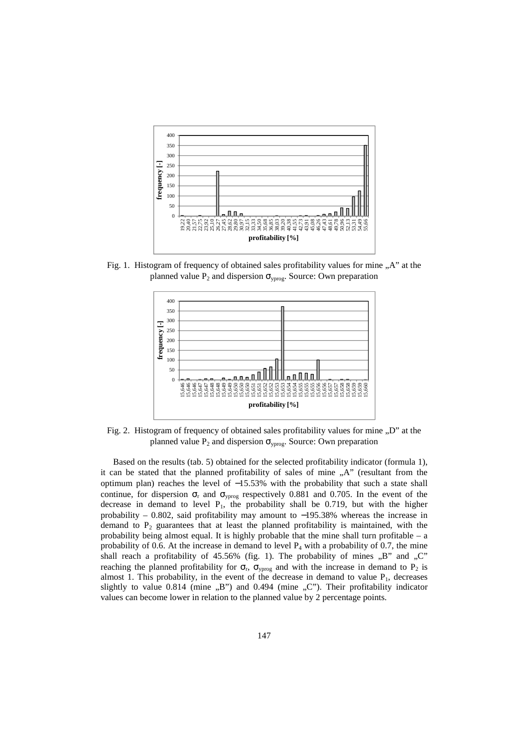Fig. 1. Histogram of frequency of obtained sales profitability values for mine „A" at the planned value $P_2$ and dispersion $\sigma_{yprog}$. Source: Own preparation

Fig. 2. Histogram of frequency of obtained sales profitability values for mine „D" at the planned value $P_2$ and dispersion $\sigma_{yprog}$. Source: Own preparation

Based on the results (tab. 5) obtained for the selected profitability indicator (formula 1), it can be stated that the planned profitability of sales of mine „A" (resultant from the optimum plan) reaches the level of −15.53% with the probability that such a state shall continue, for dispersion $\sigma_r$ and $\sigma_{yprog}$ respectively 0.881 and 0.705. In the event of the decrease in demand to level $P_1$, the probability shall be 0.719, but with the higher probability – 0.802, said profitability may amount to −195.38% whereas the increase in demand to $P_2$ guarantees that at least the planned profitability is maintained, with the probability being almost equal. It is highly probable that the mine shall turn profitable – a probability of 0.6. At the increase in demand to level $P_4$ with a probability of 0.7, the mine shall reach a profitability of 45.56% (fig. 1). The probability of mines „B" and „C" reaching the planned profitability for $\sigma_r$, $\sigma_{yprog}$ and with the increase in demand to $P_2$ is almost 1. This probability, in the event of the decrease in demand to value $P_1$, decreases slightly to value 0.814 (mine „B") and 0.494 (mine „C"). Their profitability indicator values can become lower in relation to the planned value by 2 percentage points.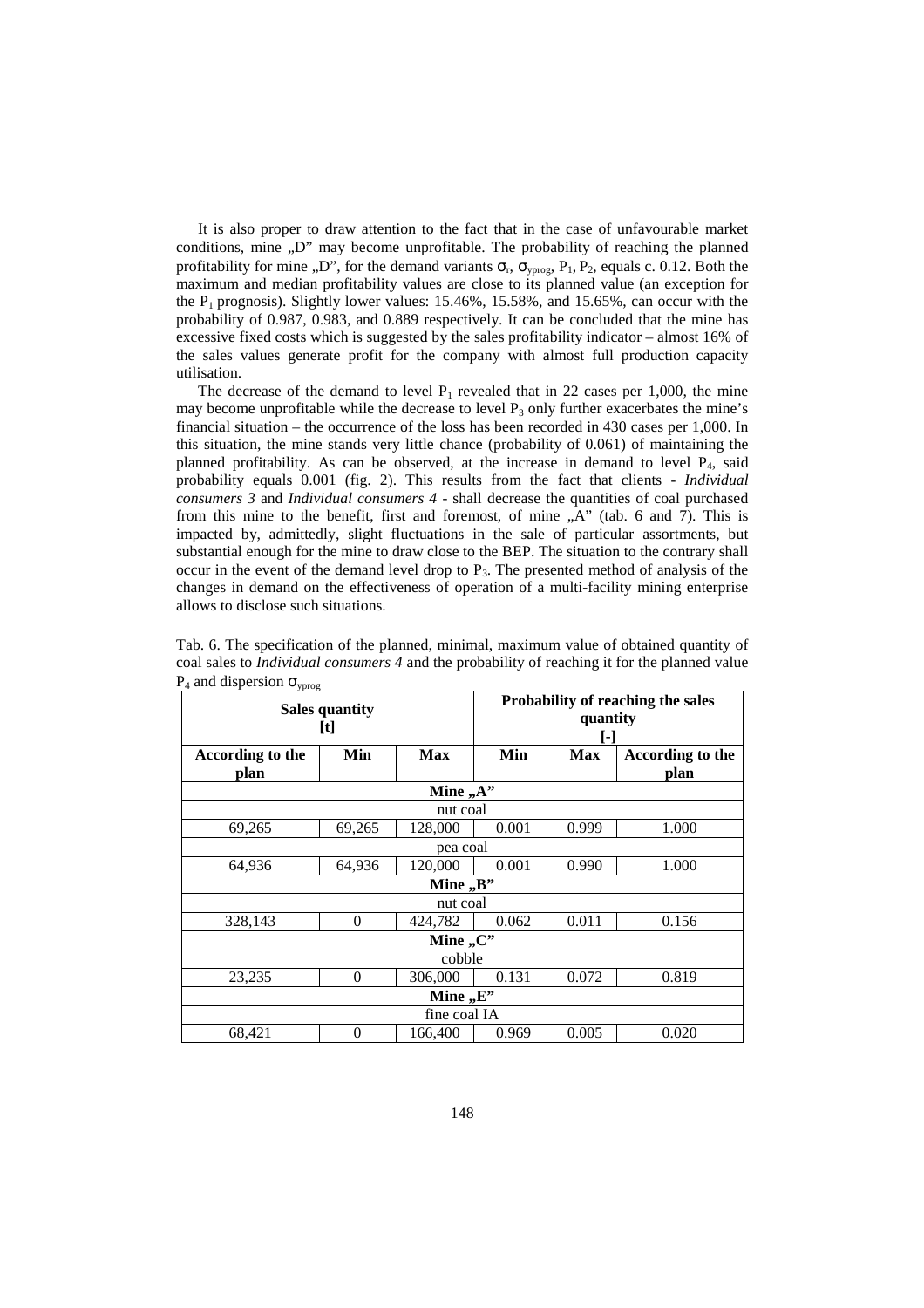It is also proper to draw attention to the fact that in the case of unfavourable market conditions, mine „D" may become unprofitable. The probability of reaching the planned profitability for mine „D", for the demand variants $\sigma_r$, $\sigma_{yprog}$, $P_1$, $P_2$, equals c. 0.12. Both the maximum and median profitability values are close to its planned value (an exception for the $P_1$ prognosis). Slightly lower values: 15.46%, 15.58%, and 15.65%, can occur with the probability of 0.987, 0.983, and 0.889 respectively. It can be concluded that the mine has excessive fixed costs which is suggested by the sales profitability indicator – almost 16% of the sales values generate profit for the company with almost full production capacity utilisation.

The decrease of the demand to level $P_1$ revealed that in 22 cases per 1,000, the mine may become unprofitable while the decrease to level $P_3$ only further exacerbates the mine's financial situation – the occurrence of the loss has been recorded in 430 cases per 1,000. In this situation, the mine stands very little chance (probability of 0.061) of maintaining the planned profitability. As can be observed, at the increase in demand to level $P_4$, said probability equals 0.001 (fig. 2). This results from the fact that clients - *Individual consumers 3* and *Individual consumers 4* - shall decrease the quantities of coal purchased from this mine to the benefit, first and foremost, of mine „A" (tab. 6 and 7). This is impacted by, admittedly, slight fluctuations in the sale of particular assortments, but substantial enough for the mine to draw close to the BEP. The situation to the contrary shall occur in the event of the demand level drop to $P_3$. The presented method of analysis of the changes in demand on the effectiveness of operation of a multi-facility mining enterprise allows to disclose such situations.

Tab. 6. The specification of the planned, minimal, maximum value of obtained quantity of coal sales to *Individual consumers 4* and the probability of reaching it for the planned value $P_4$ and dispersion $\sigma_{yprog}$

| Sales quantity [t] | | | Probability of reaching the sales quantity [-] | | |
|---|---|---|---|---|---|
| **According to the plan** | **Min** | **Max** | **Min** | **Max** | **According to the plan** |
| **Mine „A"** | | | | | |
| nut coal | | | | | |
| 69,265 | 69,265 | 128,000 | 0.001 | 0.999 | 1.000 |
| pea coal | | | | | |
| 64,936 | 64,936 | 120,000 | 0.001 | 0.990 | 1.000 |
| **Mine „B"** | | | | | |
| nut coal | | | | | |
| 328,143 | 0 | 424,782 | 0.062 | 0.011 | 0.156 |
| **Mine „C"** | | | | | |
| cobble | | | | | |
| 23,235 | 0 | 306,000 | 0.131 | 0.072 | 0.819 |
| **Mine „E"** | | | | | |
| fine coal IA | | | | | |
| 68,421 | 0 | 166,400 | 0.969 | 0.005 | 0.020 |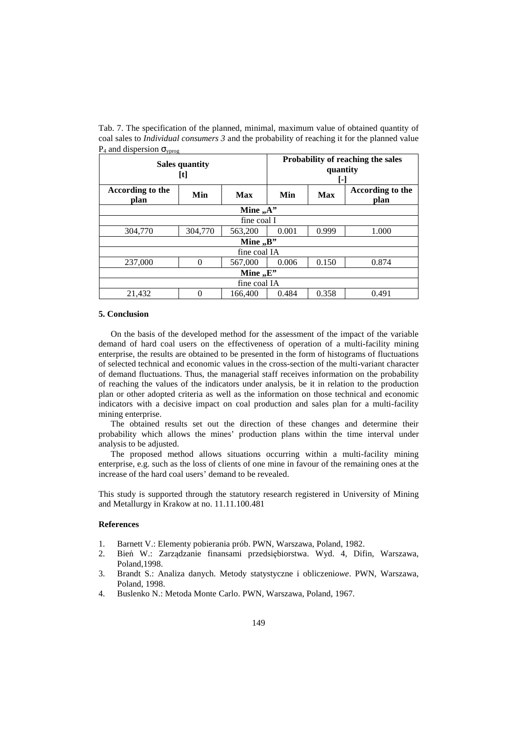Tab. 7. The specification of the planned, minimal, maximum value of obtained quantity of coal sales to *Individual consumers 3* and the probability of reaching it for the planned value $P_4$ and dispersion $\sigma_{yprog}$

| **Sales quantity [t]** | | | **Probability of reaching the sales quantity [-]** | | |
|---|---|---|---|---|---|
| **According to the plan** | **Min** | **Max** | **Min** | **Max** | **According to the plan** |
| **Mine „A"** | | | | | |
| fine coal I | | | | | |
| 304,770 | 304,770 | 563,200 | 0.001 | 0.999 | 1.000 |
| **Mine „B"** | | | | | |
| fine coal IA | | | | | |
| 237,000 | 0 | 567,000 | 0.006 | 0.150 | 0.874 |
| **Mine „E"** | | | | | |
| fine coal IA | | | | | |
| 21,432 | 0 | 166,400 | 0.484 | 0.358 | 0.491 |

## 5. Conclusion

On the basis of the developed method for the assessment of the impact of the variable demand of hard coal users on the effectiveness of operation of a multi-facility mining enterprise, the results are obtained to be presented in the form of histograms of fluctuations of selected technical and economic values in the cross-section of the multi-variant character of demand fluctuations. Thus, the managerial staff receives information on the probability of reaching the values of the indicators under analysis, be it in relation to the production plan or other adopted criteria as well as the information on those technical and economic indicators with a decisive impact on coal production and sales plan for a multi-facility mining enterprise.

The obtained results set out the direction of these changes and determine their probability which allows the mines' production plans within the time interval under analysis to be adjusted.

The proposed method allows situations occurring within a multi-facility mining enterprise, e.g. such as the loss of clients of one mine in favour of the remaining ones at the increase of the hard coal users' demand to be revealed.

This study is supported through the statutory research registered in University of Mining and Metallurgy in Krakow at no. 11.11.100.481

## References

1. Barnett V.: Elementy pobierania prób. PWN, Warszawa, Poland, 1982.
2. Bień W.: Zarządzanie finansami przedsiębiorstwa. Wyd. 4, Difin, Warszawa, Poland,1998.
3. Brandt S.: Analiza danych. Metody statystyczne i obliczeni*owe*. PWN, Warszawa, Poland, 1998.
4. Buslenko N.: Metoda Monte Carlo. PWN, Warszawa, Poland, 1967.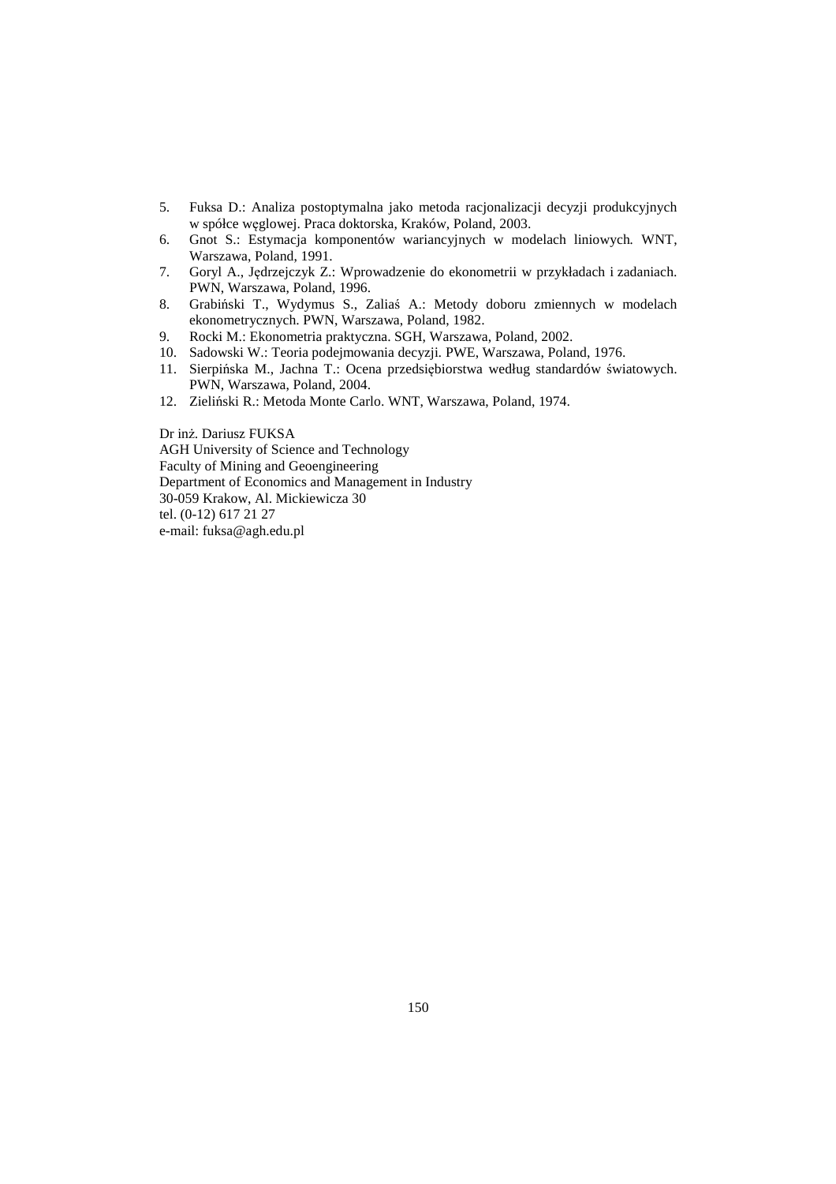5. Fuksa D.: Analiza postoptymalna jako metoda racjonalizacji decyzji produkcyjnych w spółce węglowej. Praca doktorska, Kraków, Poland, 2003.
6. Gnot S.: Estymacja komponentów wariancyjnych w modelach liniowych. WNT, Warszawa, Poland, 1991.
7. Goryl A., Jędrzejczyk Z.: Wprowadzenie do ekonometrii w przykładach i zadaniach. PWN, Warszawa, Poland, 1996.
8. Grabiński T., Wydymus S., Zaliaś A.: Metody doboru zmiennych w modelach ekonometrycznych. PWN, Warszawa, Poland, 1982.
9. Rocki M.: Ekonometria praktyczna. SGH, Warszawa, Poland, 2002.
10. Sadowski W.: Teoria podejmowania decyzji. PWE, Warszawa, Poland, 1976.
11. Sierpińska M., Jachna T.: Ocena przedsiębiorstwa według standardów światowych. PWN, Warszawa, Poland, 2004.
12. Zieliński R.: Metoda Monte Carlo. WNT, Warszawa, Poland, 1974.

Dr inż. Dariusz FUKSA
AGH University of Science and Technology
Faculty of Mining and Geoengineering
Department of Economics and Management in Industry
30-059 Krakow, Al. Mickiewicza 30
tel. (0-12) 617 21 27
e-mail: fuksa@agh.edu.pl